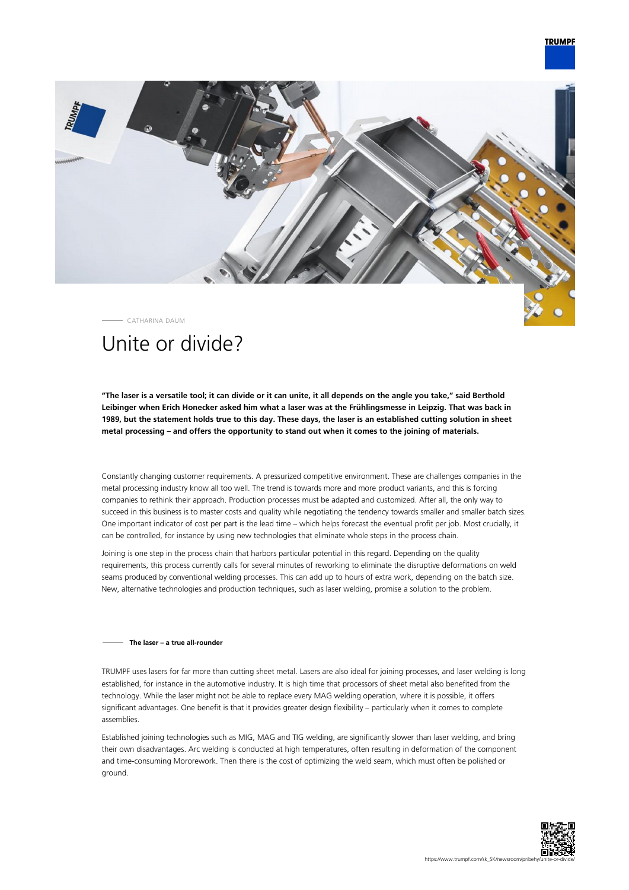CATHARINA DAUM

# Unite or divide?

**“The laser is a versatile tool; it can divide or it can unite, it all depends on the angle you take,” said Berthold Leibinger when Erich Honecker asked him what a laser was at the Frühlingsmesse in Leipzig. That was back in 1989, but the statement holds true to this day. These days, the laser is an established cutting solution in sheet metal processing – and offers the opportunity to stand out when it comes to the joining of materials.**

Constantly changing customer requirements. A pressurized competitive environment. These are challenges companies in the metal processing industry know all too well. The trend is towards more and more product variants, and this is forcing companies to rethink their approach. Production processes must be adapted and customized. After all, the only way to succeed in this business is to master costs and quality while negotiating the tendency towards smaller and smaller batch sizes. One important indicator of cost per part is the lead time – which helps forecast the eventual profit per job. Most crucially, it can be controlled, for instance by using new technologies that eliminate whole steps in the process chain.

Joining is one step in the process chain that harbors particular potential in this regard. Depending on the quality requirements, this process currently calls for several minutes of reworking to eliminate the disruptive deformations on weld seams produced by conventional welding processes. This can add up to hours of extra work, depending on the batch size. New, alternative technologies and production techniques, such as laser welding, promise a solution to the problem.

## The laser – a true all-rounder

TRUMPF uses lasers for far more than cutting sheet metal. Lasers are also ideal for joining processes, and laser welding is long established, for instance in the automotive industry. It is high time that processors of sheet metal also benefited from the technology. While the laser might not be able to replace every MAG welding operation, where it is possible, it offers significant advantages. One benefit is that it provides greater design flexibility – particularly when it comes to complete assemblies.

Established joining technologies such as MIG, MAG and TIG welding, are significantly slower than laser welding, and bring their own disadvantages. Arc welding is conducted at high temperatures, often resulting in deformation of the component and time-consuming Mororework. Then there is the cost of optimizing the weld seam, which must often be polished or ground.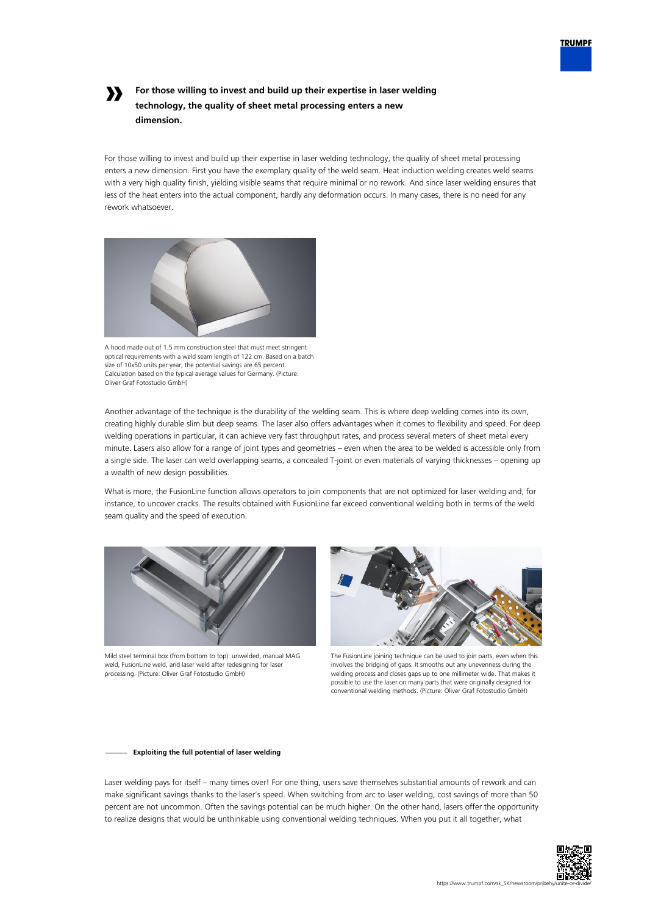» **For those willing to invest and build up their expertise in laser welding technology, the quality of sheet metal processing enters a new dimension.**

For those willing to invest and build up their expertise in laser welding technology, the quality of sheet metal processing enters a new dimension. First you have the exemplary quality of the weld seam. Heat induction welding creates weld seams with a very high quality finish, yielding visible seams that require minimal or no rework. And since laser welding ensures that less of the heat enters into the actual component, hardly any deformation occurs. In many cases, there is no need for any rework whatsoever.

A hood made out of 1.5 mm construction steel that must meet stringent optical requirements with a weld seam length of 122 cm. Based on a batch size of 10x50 units per year, the potential savings are 65 percent. Calculation based on the typical average values for Germany. (Picture: Oliver Graf Fotostudio GmbH)

Another advantage of the technique is the durability of the welding seam. This is where deep welding comes into its own, creating highly durable slim but deep seams. The laser also offers advantages when it comes to flexibility and speed. For deep welding operations in particular, it can achieve very fast throughput rates, and process several meters of sheet metal every minute. Lasers also allow for a range of joint types and geometries – even when the area to be welded is accessible only from a single side. The laser can weld overlapping seams, a concealed T-joint or even materials of varying thicknesses – opening up a wealth of new design possibilities.

What is more, the FusionLine function allows operators to join components that are not optimized for laser welding and, for instance, to uncover cracks. The results obtained with FusionLine far exceed conventional welding both in terms of the weld seam quality and the speed of execution.

Mild steel terminal box (from bottom to top): unwelded, manual MAG weld, FusionLine weld, and laser weld after redesigning for laser processing. (Picture: Oliver Graf Fotostudio GmbH)

The FusionLine joining technique can be used to join parts, even when this involves the bridging of gaps. It smooths out any unevenness during the welding process and closes gaps up to one millimeter wide. That makes it possible to use the laser on many parts that were originally designed for conventional welding methods. (Picture: Oliver Graf Fotostudio GmbH)

## Exploiting the full potential of laser welding

Laser welding pays for itself – many times over! For one thing, users save themselves substantial amounts of rework and can make significant savings thanks to the laser's speed. When switching from arc to laser welding, cost savings of more than 50 percent are not uncommon. Often the savings potential can be much higher. On the other hand, lasers offer the opportunity to realize designs that would be unthinkable using conventional welding techniques. When you put it all together, what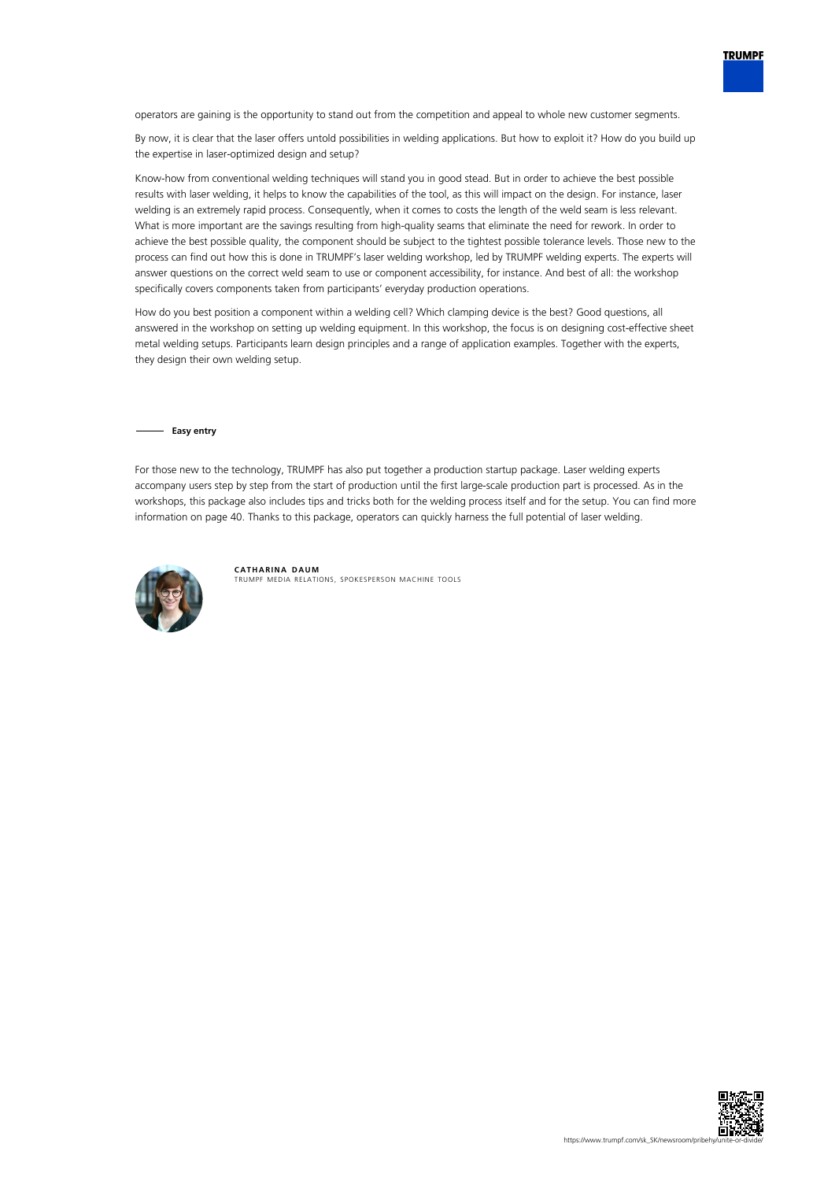operators are gaining is the opportunity to stand out from the competition and appeal to whole new customer segments.

By now, it is clear that the laser offers untold possibilities in welding applications. But how to exploit it? How do you build up the expertise in laser-optimized design and setup?

Know-how from conventional welding techniques will stand you in good stead. But in order to achieve the best possible results with laser welding, it helps to know the capabilities of the tool, as this will impact on the design. For instance, laser welding is an extremely rapid process. Consequently, when it comes to costs the length of the weld seam is less relevant. What is more important are the savings resulting from high-quality seams that eliminate the need for rework. In order to achieve the best possible quality, the component should be subject to the tightest possible tolerance levels. Those new to the process can find out how this is done in TRUMPF's laser welding workshop, led by TRUMPF welding experts. The experts will answer questions on the correct weld seam to use or component accessibility, for instance. And best of all: the workshop specifically covers components taken from participants' everyday production operations.

How do you best position a component within a welding cell? Which clamping device is the best? Good questions, all answered in the workshop on setting up welding equipment. In this workshop, the focus is on designing cost-effective sheet metal welding setups. Participants learn design principles and a range of application examples. Together with the experts, they design their own welding setup.

## Easy entry

For those new to the technology, TRUMPF has also put together a production startup package. Laser welding experts accompany users step by step from the start of production until the first large-scale production part is processed. As in the workshops, this package also includes tips and tricks both for the welding process itself and for the setup. You can find more information on page 40. Thanks to this package, operators can quickly harness the full potential of laser welding.

**CATHARINA DAUM**
TRUMPF MEDIA RELATIONS, SPOKESPERSON MACHINE TOOLS